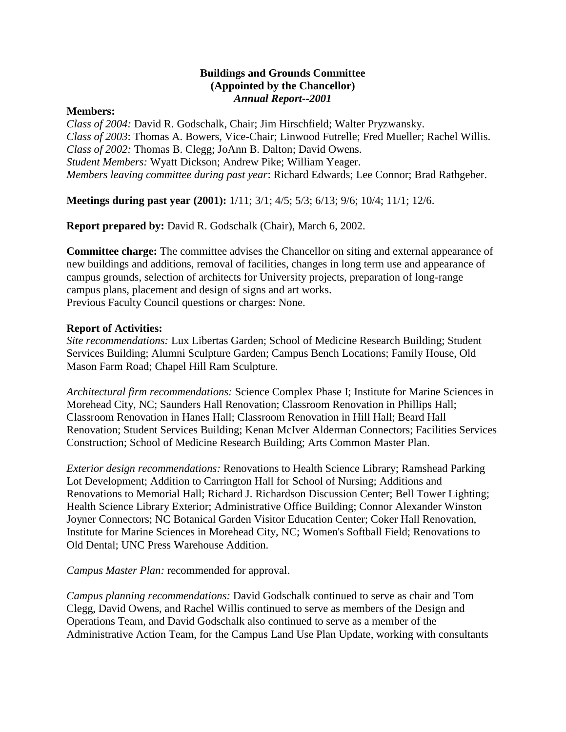**Buildings and Grounds Committee**
**(Appointed by the Chancellor)**
***Annual Report--2001***

**Members:**

*Class of 2004:* David R. Godschalk, Chair; Jim Hirschfield; Walter Pryzwansky.
*Class of 2003*: Thomas A. Bowers, Vice-Chair; Linwood Futrelle; Fred Mueller; Rachel Willis.
*Class of 2002:* Thomas B. Clegg; JoAnn B. Dalton; David Owens.
*Student Members:* Wyatt Dickson; Andrew Pike; William Yeager.
*Members leaving committee during past year*: Richard Edwards; Lee Connor; Brad Rathgeber.

**Meetings during past year (2001):** 1/11; 3/1; 4/5; 5/3; 6/13; 9/6; 10/4; 11/1; 12/6.

**Report prepared by:** David R. Godschalk (Chair), March 6, 2002.

**Committee charge:** The committee advises the Chancellor on siting and external appearance of new buildings and additions, removal of facilities, changes in long term use and appearance of campus grounds, selection of architects for University projects, preparation of long-range campus plans, placement and design of signs and art works.
Previous Faculty Council questions or charges: None.

**Report of Activities:**

*Site recommendations:* Lux Libertas Garden; School of Medicine Research Building; Student Services Building; Alumni Sculpture Garden; Campus Bench Locations; Family House, Old Mason Farm Road; Chapel Hill Ram Sculpture.

*Architectural firm recommendations:* Science Complex Phase I; Institute for Marine Sciences in Morehead City, NC; Saunders Hall Renovation; Classroom Renovation in Phillips Hall; Classroom Renovation in Hanes Hall; Classroom Renovation in Hill Hall; Beard Hall Renovation; Student Services Building; Kenan McIver Alderman Connectors; Facilities Services Construction; School of Medicine Research Building; Arts Common Master Plan.

*Exterior design recommendations:* Renovations to Health Science Library; Ramshead Parking Lot Development; Addition to Carrington Hall for School of Nursing; Additions and Renovations to Memorial Hall; Richard J. Richardson Discussion Center; Bell Tower Lighting; Health Science Library Exterior; Administrative Office Building; Connor Alexander Winston Joyner Connectors; NC Botanical Garden Visitor Education Center; Coker Hall Renovation, Institute for Marine Sciences in Morehead City, NC; Women's Softball Field; Renovations to Old Dental; UNC Press Warehouse Addition.

*Campus Master Plan:* recommended for approval.

*Campus planning recommendations:* David Godschalk continued to serve as chair and Tom Clegg, David Owens, and Rachel Willis continued to serve as members of the Design and Operations Team, and David Godschalk also continued to serve as a member of the Administrative Action Team, for the Campus Land Use Plan Update, working with consultants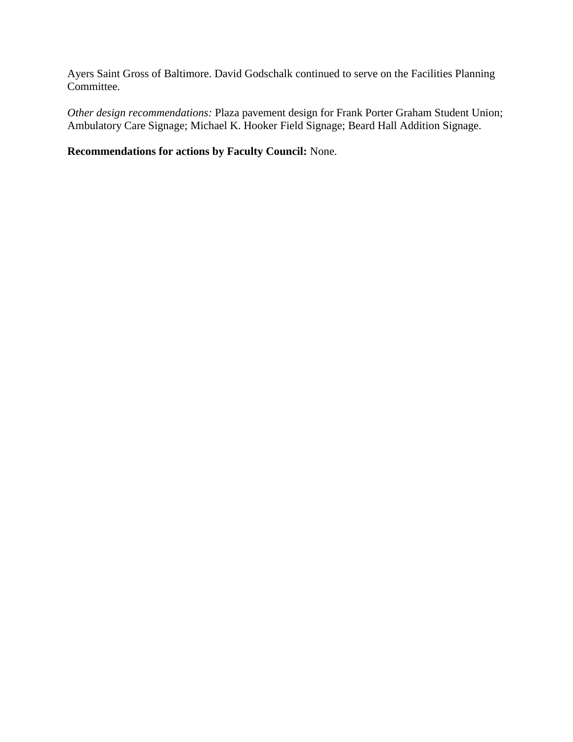Ayers Saint Gross of Baltimore. David Godschalk continued to serve on the Facilities Planning Committee.

*Other design recommendations:* Plaza pavement design for Frank Porter Graham Student Union; Ambulatory Care Signage; Michael K. Hooker Field Signage; Beard Hall Addition Signage.

**Recommendations for actions by Faculty Council:** None.